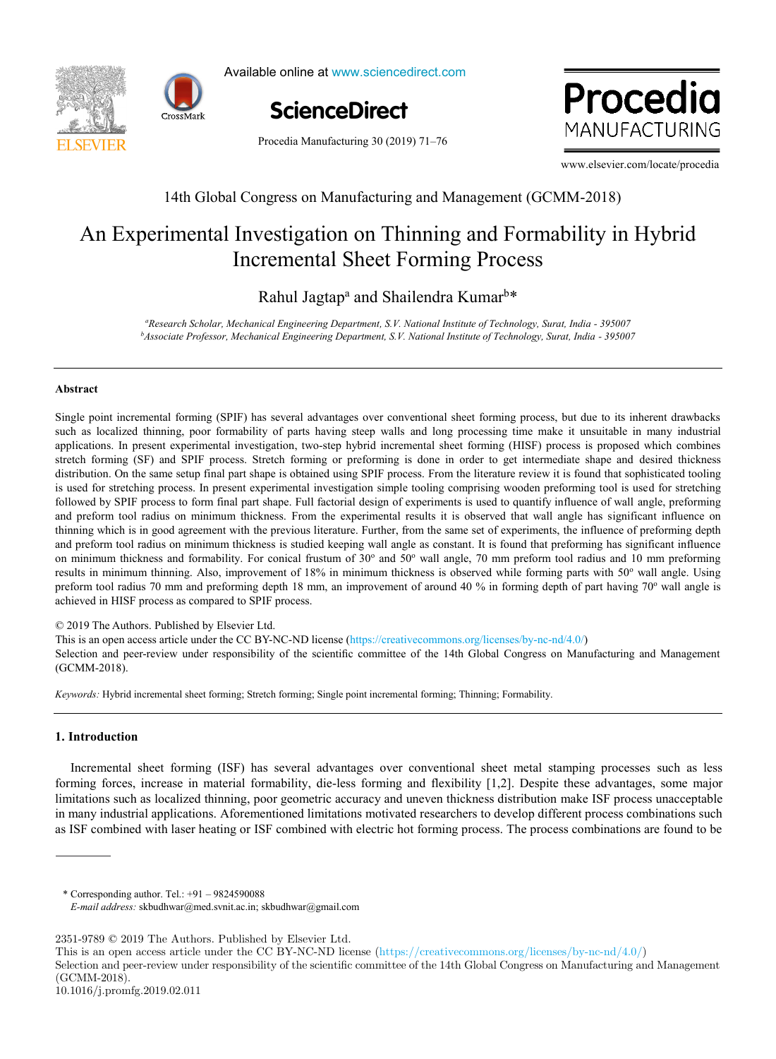14th Global Congress on Manufacturing and Management (GCMM-2018)

# An Experimental Investigation on Thinning and Formability in Hybrid Incremental Sheet Forming Process

Rahul Jagtap[a] and Shailendra Kumar[b]*

[a] *Research Scholar, Mechanical Engineering Department, S.V. National Institute of Technology, Surat, India - 395007*
[b] *Associate Professor, Mechanical Engineering Department, S.V. National Institute of Technology, Surat, India - 395007*

---

### Abstract

Single point incremental forming (SPIF) has several advantages over conventional sheet forming process, but due to its inherent drawbacks such as localized thinning, poor formability of parts having steep walls and long processing time make it unsuitable in many industrial applications. In present experimental investigation, two-step hybrid incremental sheet forming (HISF) process is proposed which combines stretch forming (SF) and SPIF process. Stretch forming or preforming is done in order to get intermediate shape and desired thickness distribution. On the same setup final part shape is obtained using SPIF process. From the literature review it is found that sophisticated tooling is used for stretching process. In present experimental investigation simple tooling comprising wooden preforming tool is used for stretching followed by SPIF process to form final part shape. Full factorial design of experiments is used to quantify influence of wall angle, preforming and preform tool radius on minimum thickness. From the experimental results it is observed that wall angle has significant influence on thinning which is in good agreement with the previous literature. Further, from the same set of experiments, the influence of preforming depth and preform tool radius on minimum thickness is studied keeping wall angle as constant. It is found that preforming has significant influence on minimum thickness and formability. For conical frustum of 30° and 50° wall angle, 70 mm preform tool radius and 10 mm preforming results in minimum thinning. Also, improvement of 18% in minimum thickness is observed while forming parts with 50° wall angle. Using preform tool radius 70 mm and preforming depth 18 mm, an improvement of around 40 % in forming depth of part having 70° wall angle is achieved in HISF process as compared to SPIF process.

© 2019 The Authors. Published by Elsevier Ltd.
This is an open access article under the CC BY-NC-ND license (https://creativecommons.org/licenses/by-nc-nd/4.0/)
Selection and peer-review under responsibility of the scientific committee of the 14th Global Congress on Manufacturing and Management (GCMM-2018).

*Keywords:* Hybrid incremental sheet forming; Stretch forming; Single point incremental forming; Thinning; Formability.

---

## 1. Introduction

Incremental sheet forming (ISF) has several advantages over conventional sheet metal stamping processes such as less forming forces, increase in material formability, die-less forming and flexibility [1,2]. Despite these advantages, some major limitations such as localized thinning, poor geometric accuracy and uneven thickness distribution make ISF process unacceptable in many industrial applications. Aforementioned limitations motivated researchers to develop different process combinations such as ISF combined with laser heating or ISF combined with electric hot forming process. The process combinations are found to be

---

\* Corresponding author. Tel.: +91 – 9824590088
*E-mail address:* skbudhwar@med.svnit.ac.in; skbudhwar@gmail.com

2351-9789 © 2019 The Authors. Published by Elsevier Ltd.
This is an open access article under the CC BY-NC-ND license (https://creativecommons.org/licenses/by-nc-nd/4.0/)
Selection and peer-review under responsibility of the scientific committee of the 14th Global Congress on Manufacturing and Management (GCMM-2018).
10.1016/j.promfg.2019.02.011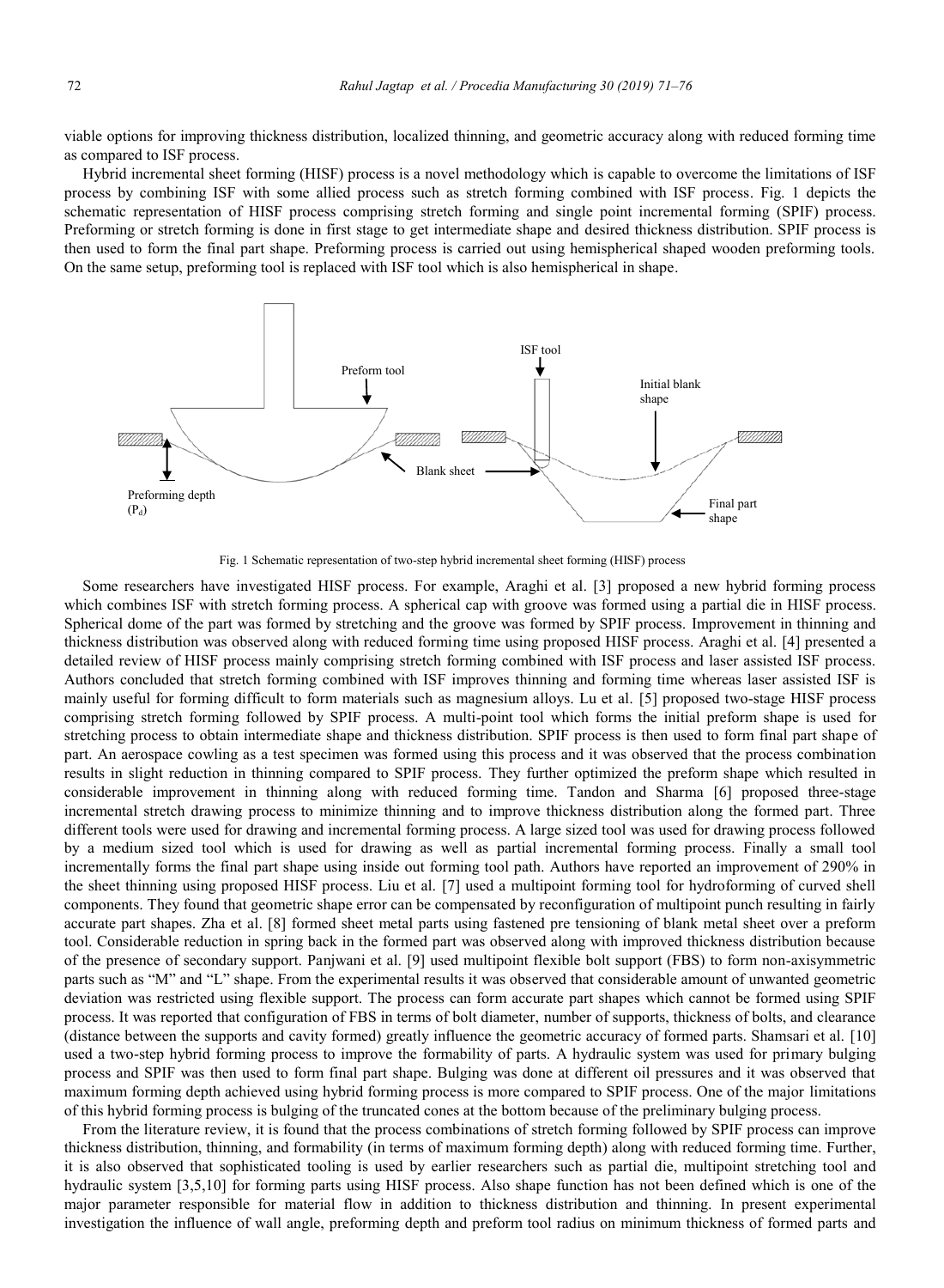viable options for improving thickness distribution, localized thinning, and geometric accuracy along with reduced forming time as compared to ISF process.

Hybrid incremental sheet forming (HISF) process is a novel methodology which is capable to overcome the limitations of ISF process by combining ISF with some allied process such as stretch forming combined with ISF process. Fig. 1 depicts the schematic representation of HISF process comprising stretch forming and single point incremental forming (SPIF) process. Preforming or stretch forming is done in first stage to get intermediate shape and desired thickness distribution. SPIF process is then used to form the final part shape. Preforming process is carried out using hemispherical shaped wooden preforming tools. On the same setup, preforming tool is replaced with ISF tool which is also hemispherical in shape.

Fig. 1 Schematic representation of two-step hybrid incremental sheet forming (HISF) process

Some researchers have investigated HISF process. For example, Araghi et al. [3] proposed a new hybrid forming process which combines ISF with stretch forming process. A spherical cap with groove was formed using a partial die in HISF process. Spherical dome of the part was formed by stretching and the groove was formed by SPIF process. Improvement in thinning and thickness distribution was observed along with reduced forming time using proposed HISF process. Araghi et al. [4] presented a detailed review of HISF process mainly comprising stretch forming combined with ISF process and laser assisted ISF process. Authors concluded that stretch forming combined with ISF improves thinning and forming time whereas laser assisted ISF is mainly useful for forming difficult to form materials such as magnesium alloys. Lu et al. [5] proposed two-stage HISF process comprising stretch forming followed by SPIF process. A multi-point tool which forms the initial preform shape is used for stretching process to obtain intermediate shape and thickness distribution. SPIF process is then used to form final part shape of part. An aerospace cowling as a test specimen was formed using this process and it was observed that the process combination results in slight reduction in thinning compared to SPIF process. They further optimized the preform shape which resulted in considerable improvement in thinning along with reduced forming time. Tandon and Sharma [6] proposed three-stage incremental stretch drawing process to minimize thinning and to improve thickness distribution along the formed part. Three different tools were used for drawing and incremental forming process. A large sized tool was used for drawing process followed by a medium sized tool which is used for drawing as well as partial incremental forming process. Finally a small tool incrementally forms the final part shape using inside out forming tool path. Authors have reported an improvement of 290% in the sheet thinning using proposed HISF process. Liu et al. [7] used a multipoint forming tool for hydroforming of curved shell components. They found that geometric shape error can be compensated by reconfiguration of multipoint punch resulting in fairly accurate part shapes. Zha et al. [8] formed sheet metal parts using fastened pre tensioning of blank metal sheet over a preform tool. Considerable reduction in spring back in the formed part was observed along with improved thickness distribution because of the presence of secondary support. Panjwani et al. [9] used multipoint flexible bolt support (FBS) to form non-axisymmetric parts such as "M" and "L" shape. From the experimental results it was observed that considerable amount of unwanted geometric deviation was restricted using flexible support. The process can form accurate part shapes which cannot be formed using SPIF process. It was reported that configuration of FBS in terms of bolt diameter, number of supports, thickness of bolts, and clearance (distance between the supports and cavity formed) greatly influence the geometric accuracy of formed parts. Shamsari et al. [10] used a two-step hybrid forming process to improve the formability of parts. A hydraulic system was used for primary bulging process and SPIF was then used to form final part shape. Bulging was done at different oil pressures and it was observed that maximum forming depth achieved using hybrid forming process is more compared to SPIF process. One of the major limitations of this hybrid forming process is bulging of the truncated cones at the bottom because of the preliminary bulging process.

From the literature review, it is found that the process combinations of stretch forming followed by SPIF process can improve thickness distribution, thinning, and formability (in terms of maximum forming depth) along with reduced forming time. Further, it is also observed that sophisticated tooling is used by earlier researchers such as partial die, multipoint stretching tool and hydraulic system [3,5,10] for forming parts using HISF process. Also shape function has not been defined which is one of the major parameter responsible for material flow in addition to thickness distribution and thinning. In present experimental investigation the influence of wall angle, preforming depth and preform tool radius on minimum thickness of formed parts and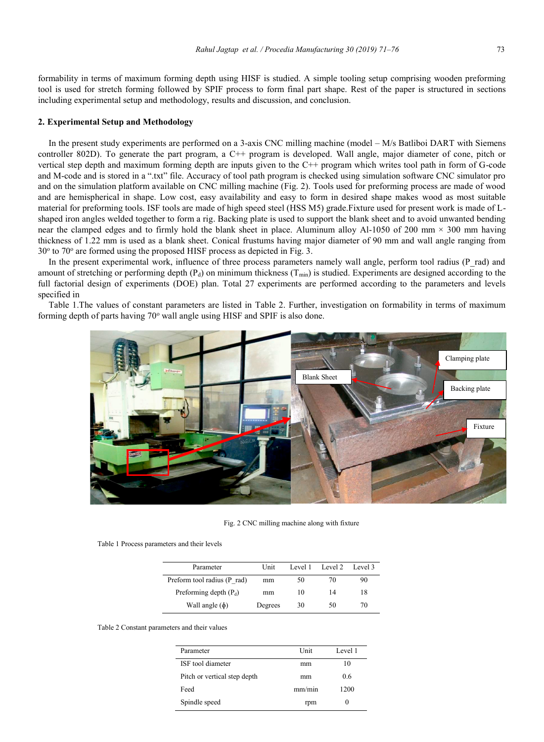formability in terms of maximum forming depth using HISF is studied. A simple tooling setup comprising wooden preforming tool is used for stretch forming followed by SPIF process to form final part shape. Rest of the paper is structured in sections including experimental setup and methodology, results and discussion, and conclusion.

## 2. Experimental Setup and Methodology

In the present study experiments are performed on a 3-axis CNC milling machine (model – M/s Batliboi DART with Siemens controller 802D). To generate the part program, a C++ program is developed. Wall angle, major diameter of cone, pitch or vertical step depth and maximum forming depth are inputs given to the C++ program which writes tool path in form of G-code and M-code and is stored in a ".txt" file. Accuracy of tool path program is checked using simulation software CNC simulator pro and on the simulation platform available on CNC milling machine (Fig. 2). Tools used for preforming process are made of wood and are hemispherical in shape. Low cost, easy availability and easy to form in desired shape makes wood as most suitable material for preforming tools. ISF tools are made of high speed steel (HSS M5) grade.Fixture used for present work is made of L-shaped iron angles welded together to form a rig. Backing plate is used to support the blank sheet and to avoid unwanted bending near the clamped edges and to firmly hold the blank sheet in place. Aluminum alloy Al-1050 of 200 mm × 300 mm having thickness of 1.22 mm is used as a blank sheet. Conical frustums having major diameter of 90 mm and wall angle ranging from 30° to 70° are formed using the proposed HISF process as depicted in Fig. 3.

In the present experimental work, influence of three process parameters namely wall angle, perform tool radius (P_rad) and amount of stretching or performing depth ($P_d$) on minimum thickness ($T_{min}$) is studied. Experiments are designed according to the full factorial design of experiments (DOE) plan. Total 27 experiments are performed according to the parameters and levels specified in

Table 1.The values of constant parameters are listed in Table 2. Further, investigation on formability in terms of maximum forming depth of parts having 70° wall angle using HISF and SPIF is also done.

Fig. 2 CNC milling machine along with fixture

Table 1 Process parameters and their levels

| Parameter | Unit | Level 1 | Level 2 | Level 3 |
|---|---|---|---|---|
| Preform tool radius (P_rad) | mm | 50 | 70 | 90 |
| Preforming depth ($P_d$) | mm | 10 | 14 | 18 |
| Wall angle ($\phi$) | Degrees | 30 | 50 | 70 |

Table 2 Constant parameters and their values

| Parameter | Unit | Level 1 |
|---|---|---|
| ISF tool diameter | mm | 10 |
| Pitch or vertical step depth | mm | 0.6 |
| Feed | mm/min | 1200 |
| Spindle speed | rpm | 0 |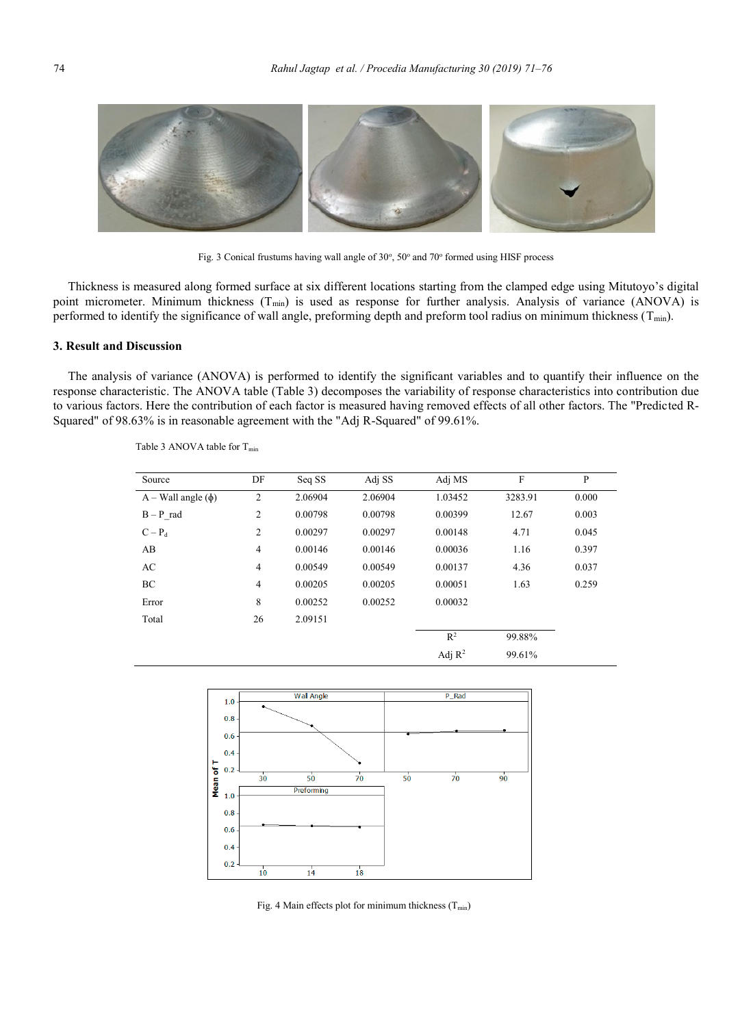Fig. 3 Conical frustums having wall angle of 30°, 50° and 70° formed using HISF process

Thickness is measured along formed surface at six different locations starting from the clamped edge using Mitutoyo's digital point micrometer. Minimum thickness ($T_{min}$) is used as response for further analysis. Analysis of variance (ANOVA) is performed to identify the significance of wall angle, preforming depth and preform tool radius on minimum thickness ($T_{min}$).

## 3. Result and Discussion

The analysis of variance (ANOVA) is performed to identify the significant variables and to quantify their influence on the response characteristic. The ANOVA table (Table 3) decomposes the variability of response characteristics into contribution due to various factors. Here the contribution of each factor is measured having removed effects of all other factors. The "Predicted R-Squared" of 98.63% is in reasonable agreement with the "Adj R-Squared" of 99.61%.

Table 3 ANOVA table for $T_{min}$

| Source | DF | Seq SS | Adj SS | Adj MS | F | P |
|---|---|---|---|---|---|---|
| A – Wall angle ($\phi$) | 2 | 2.06904 | 2.06904 | 1.03452 | 3283.91 | 0.000 |
| B – P_rad | 2 | 0.00798 | 0.00798 | 0.00399 | 12.67 | 0.003 |
| C – $P_d$ | 2 | 0.00297 | 0.00297 | 0.00148 | 4.71 | 0.045 |
| AB | 4 | 0.00146 | 0.00146 | 0.00036 | 1.16 | 0.397 |
| AC | 4 | 0.00549 | 0.00549 | 0.00137 | 4.36 | 0.037 |
| BC | 4 | 0.00205 | 0.00205 | 0.00051 | 1.63 | 0.259 |
| Error | 8 | 0.00252 | 0.00252 | 0.00032 | | |
| Total | 26 | 2.09151 | | | | |
| | | | | $R^2$ | 99.88% | |
| | | | | Adj $R^2$ | 99.61% | |

Fig. 4 Main effects plot for minimum thickness ($T_{min}$)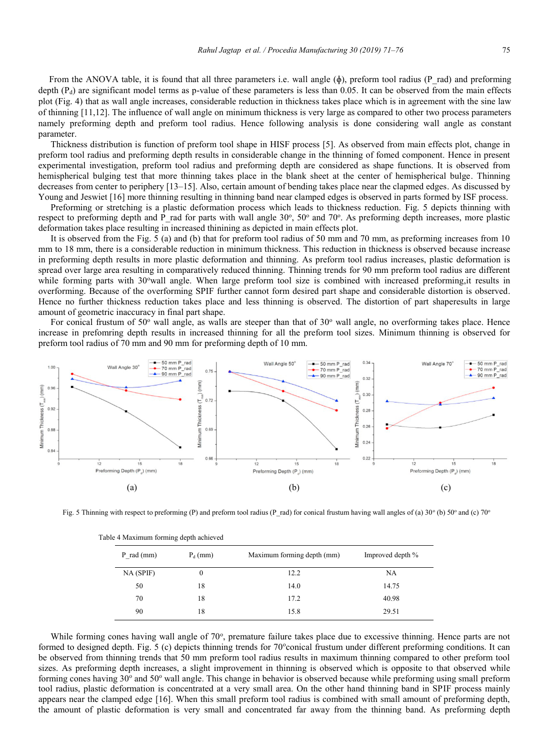From the ANOVA table, it is found that all three parameters i.e. wall angle (ϕ), preform tool radius (P_rad) and preforming depth ($P_d$) are significant model terms as p-value of these parameters is less than 0.05. It can be observed from the main effects plot (Fig. 4) that as wall angle increases, considerable reduction in thickness takes place which is in agreement with the sine law of thinning [11,12]. The influence of wall angle on minimum thickness is very large as compared to other two process parameters namely preforming depth and preform tool radius. Hence following analysis is done considering wall angle as constant parameter.

Thickness distribution is function of preform tool shape in HISF process [5]. As observed from main effects plot, change in preform tool radius and preforming depth results in considerable change in the thinning of fomed component. Hence in present experimental investigation, preform tool radius and preforming depth are considered as shape functions. It is observed from hemispherical bulging test that more thinning takes place in the blank sheet at the center of hemispherical bulge. Thinning decreases from center to periphery [13–15]. Also, certain amount of bending takes place near the clapmed edges. As discussed by Young and Jeswiet [16] more thinning resulting in thinning band near clamped edges is observed in parts formed by ISF process.

Preforming or stretching is a plastic deformation process which leads to thickness reduction. Fig. 5 depicts thinning with respect to preforming depth and P_rad for parts with wall angle 30°, 50° and 70°. As preforming depth increases, more plastic deformation takes place resulting in increased thinning as depicted in main effects plot.

It is observed from the Fig. 5 (a) and (b) that for preform tool radius of 50 mm and 70 mm, as preforming increases from 10 mm to 18 mm, there is a considerable reduction in minimum thickness. This reduction in thickness is observed because increase in preforming depth results in more plastic deformation and thinning. As preform tool radius increases, plastic deformation is spread over large area resulting in comparatively reduced thinning. Thinning trends for 90 mm preform tool radius are different while forming parts with 30°wall angle. When large preform tool size is combined with increased preforming,it results in overforming. Because of the overforming SPIF further cannot form desired part shape and considerable distortion is observed. Hence no further thickness reduction takes place and less thinning is observed. The distortion of part shaperesults in large amount of geometric inaccuracy in final part shape.

For conical frustum of 50° wall angle, as walls are steeper than that of 30° wall angle, no overforming takes place. Hence increase in prefomring depth results in increased thinning for all the preform tool sizes. Minimum thinning is observed for preform tool radius of 70 mm and 90 mm for preforming depth of 10 mm.

Fig. 5 Thinning with respect to preforming (P) and preform tool radius (P_rad) for conical frustum having wall angles of (a) 30° (b) 50° and (c) 70°

Table 4 Maximum forming depth achieved

| P_rad (mm) | $P_d$ (mm) | Maximum forming depth (mm) | Improved depth % |
|---|---|---|---|
| NA (SPIF) | 0 | 12.2 | NA |
| 50 | 18 | 14.0 | 14.75 |
| 70 | 18 | 17.2 | 40.98 |
| 90 | 18 | 15.8 | 29.51 |

While forming cones having wall angle of 70°, premature failure takes place due to excessive thinning. Hence parts are not formed to designed depth. Fig. 5 (c) depicts thinning trends for 70°conical frustum under different preforming conditions. It can be observed from thinning trends that 50 mm preform tool radius results in maximum thinning compared to other preform tool sizes. As preforming depth increases, a slight improvement in thinning is observed which is opposite to that observed while forming cones having 30° and 50° wall angle. This change in behavior is observed because while preforming using small preform tool radius, plastic deformation is concentrated at a very small area. On the other hand thinning band in SPIF process mainly appears near the clamped edge [16]. When this small preform tool radius is combined with small amount of preforming depth, the amount of plastic deformation is very small and concentrated far away from the thinning band. As preforming depth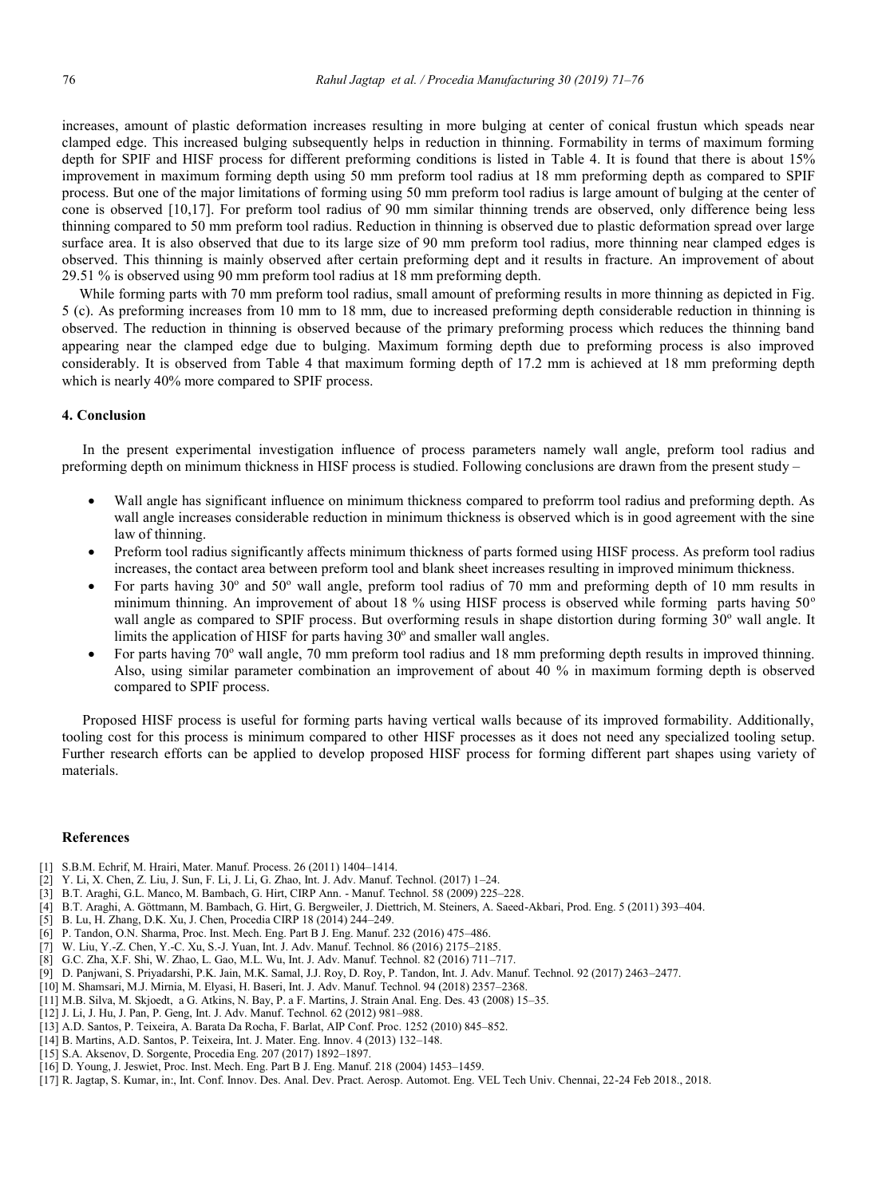increases, amount of plastic deformation increases resulting in more bulging at center of conical frustun which speads near clamped edge. This increased bulging subsequently helps in reduction in thinning. Formability in terms of maximum forming depth for SPIF and HISF process for different preforming conditions is listed in Table 4. It is found that there is about 15% improvement in maximum forming depth using 50 mm preform tool radius at 18 mm preforming depth as compared to SPIF process. But one of the major limitations of forming using 50 mm preform tool radius is large amount of bulging at the center of cone is observed [10,17]. For preform tool radius of 90 mm similar thinning trends are observed, only difference being less thinning compared to 50 mm preform tool radius. Reduction in thinning is observed due to plastic deformation spread over large surface area. It is also observed that due to its large size of 90 mm preform tool radius, more thinning near clamped edges is observed. This thinning is mainly observed after certain preforming dept and it results in fracture. An improvement of about 29.51 % is observed using 90 mm preform tool radius at 18 mm preforming depth.

While forming parts with 70 mm preform tool radius, small amount of preforming results in more thinning as depicted in Fig. 5 (c). As preforming increases from 10 mm to 18 mm, due to increased preforming depth considerable reduction in thinning is observed. The reduction in thinning is observed because of the primary preforming process which reduces the thinning band appearing near the clamped edge due to bulging. Maximum forming depth due to preforming process is also improved considerably. It is observed from Table 4 that maximum forming depth of 17.2 mm is achieved at 18 mm preforming depth which is nearly 40% more compared to SPIF process.

## 4. Conclusion

In the present experimental investigation influence of process parameters namely wall angle, preform tool radius and preforming depth on minimum thickness in HISF process is studied. Following conclusions are drawn from the present study –

- Wall angle has significant influence on minimum thickness compared to preforrm tool radius and preforming depth. As wall angle increases considerable reduction in minimum thickness is observed which is in good agreement with the sine law of thinning.
- Preform tool radius significantly affects minimum thickness of parts formed using HISF process. As preform tool radius increases, the contact area between preform tool and blank sheet increases resulting in improved minimum thickness.
- For parts having 30° and 50° wall angle, preform tool radius of 70 mm and preforming depth of 10 mm results in minimum thinning. An improvement of about 18 % using HISF process is observed while forming parts having 50° wall angle as compared to SPIF process. But overforming resuls in shape distortion during forming 30° wall angle. It limits the application of HISF for parts having 30° and smaller wall angles.
- For parts having 70° wall angle, 70 mm preform tool radius and 18 mm preforming depth results in improved thinning. Also, using similar parameter combination an improvement of about 40 % in maximum forming depth is observed compared to SPIF process.

Proposed HISF process is useful for forming parts having vertical walls because of its improved formability. Additionally, tooling cost for this process is minimum compared to other HISF processes as it does not need any specialized tooling setup. Further research efforts can be applied to develop proposed HISF process for forming different part shapes using variety of materials.

## References

[1] S.B.M. Echrif, M. Hrairi, Mater. Manuf. Process. 26 (2011) 1404–1414.
[2] Y. Li, X. Chen, Z. Liu, J. Sun, F. Li, J. Li, G. Zhao, Int. J. Adv. Manuf. Technol. (2017) 1–24.
[3] B.T. Araghi, G.L. Manco, M. Bambach, G. Hirt, CIRP Ann. - Manuf. Technol. 58 (2009) 225–228.
[4] B.T. Araghi, A. Göttmann, M. Bambach, G. Hirt, G. Bergweiler, J. Diettrich, M. Steiners, A. Saeed-Akbari, Prod. Eng. 5 (2011) 393–404.
[5] B. Lu, H. Zhang, D.K. Xu, J. Chen, Procedia CIRP 18 (2014) 244–249.
[6] P. Tandon, O.N. Sharma, Proc. Inst. Mech. Eng. Part B J. Eng. Manuf. 232 (2016) 475–486.
[7] W. Liu, Y.-Z. Chen, Y.-C. Xu, S.-J. Yuan, Int. J. Adv. Manuf. Technol. 86 (2016) 2175–2185.
[8] G.C. Zha, X.F. Shi, W. Zhao, L. Gao, M.L. Wu, Int. J. Adv. Manuf. Technol. 82 (2016) 711–717.
[9] D. Panjwani, S. Priyadarshi, P.K. Jain, M.K. Samal, J.J. Roy, D. Roy, P. Tandon, Int. J. Adv. Manuf. Technol. 92 (2017) 2463–2477.
[10] M. Shamsari, M.J. Mirnia, M. Elyasi, H. Baseri, Int. J. Adv. Manuf. Technol. 94 (2018) 2357–2368.
[11] M.B. Silva, M. Skjoedt, a G. Atkins, N. Bay, P. a F. Martins, J. Strain Anal. Eng. Des. 43 (2008) 15–35.
[12] J. Li, J. Hu, J. Pan, P. Geng, Int. J. Adv. Manuf. Technol. 62 (2012) 981–988.
[13] A.D. Santos, P. Teixeira, A. Barata Da Rocha, F. Barlat, AIP Conf. Proc. 1252 (2010) 845–852.
[14] B. Martins, A.D. Santos, P. Teixeira, Int. J. Mater. Eng. Innov. 4 (2013) 132–148.
[15] S.A. Aksenov, D. Sorgente, Procedia Eng. 207 (2017) 1892–1897.
[16] D. Young, J. Jeswiet, Proc. Inst. Mech. Eng. Part B J. Eng. Manuf. 218 (2004) 1453–1459.
[17] R. Jagtap, S. Kumar, in:, Int. Conf. Innov. Des. Anal. Dev. Pract. Aerosp. Automot. Eng. VEL Tech Univ. Chennai, 22-24 Feb 2018., 2018.